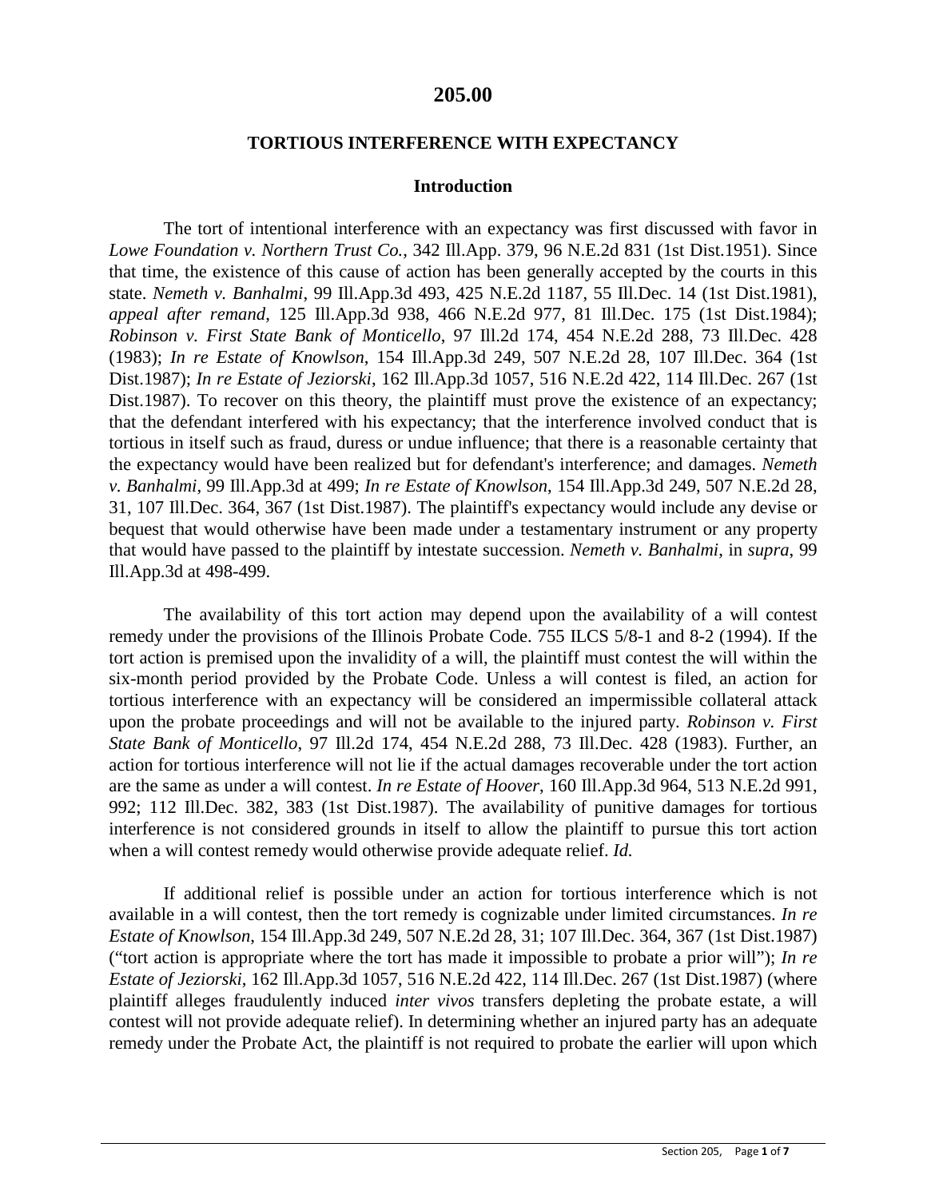# 205.00

## TORTIOUS INTERFERENCE WITH EXPECTANCY

### Introduction

The tort of intentional interference with an expectancy was first discussed with favor in *Lowe Foundation v. Northern Trust Co.*, 342 Ill.App. 379, 96 N.E.2d 831 (1st Dist.1951). Since that time, the existence of this cause of action has been generally accepted by the courts in this state. *Nemeth v. Banhalmi*, 99 Ill.App.3d 493, 425 N.E.2d 1187, 55 Ill.Dec. 14 (1st Dist.1981), *appeal after remand*, 125 Ill.App.3d 938, 466 N.E.2d 977, 81 Ill.Dec. 175 (1st Dist.1984); *Robinson v. First State Bank of Monticello*, 97 Ill.2d 174, 454 N.E.2d 288, 73 Ill.Dec. 428 (1983); *In re Estate of Knowlson*, 154 Ill.App.3d 249, 507 N.E.2d 28, 107 Ill.Dec. 364 (1st Dist.1987); *In re Estate of Jeziorski*, 162 Ill.App.3d 1057, 516 N.E.2d 422, 114 Ill.Dec. 267 (1st Dist.1987). To recover on this theory, the plaintiff must prove the existence of an expectancy; that the defendant interfered with his expectancy; that the interference involved conduct that is tortious in itself such as fraud, duress or undue influence; that there is a reasonable certainty that the expectancy would have been realized but for defendant's interference; and damages. *Nemeth v. Banhalmi*, 99 Ill.App.3d at 499; *In re Estate of Knowlson*, 154 Ill.App.3d 249, 507 N.E.2d 28, 31, 107 Ill.Dec. 364, 367 (1st Dist.1987). The plaintiff's expectancy would include any devise or bequest that would otherwise have been made under a testamentary instrument or any property that would have passed to the plaintiff by intestate succession. *Nemeth v. Banhalmi*, in *supra*, 99 Ill.App.3d at 498-499.

The availability of this tort action may depend upon the availability of a will contest remedy under the provisions of the Illinois Probate Code. 755 ILCS 5/8-1 and 8-2 (1994). If the tort action is premised upon the invalidity of a will, the plaintiff must contest the will within the six-month period provided by the Probate Code. Unless a will contest is filed, an action for tortious interference with an expectancy will be considered an impermissible collateral attack upon the probate proceedings and will not be available to the injured party. *Robinson v. First State Bank of Monticello*, 97 Ill.2d 174, 454 N.E.2d 288, 73 Ill.Dec. 428 (1983). Further, an action for tortious interference will not lie if the actual damages recoverable under the tort action are the same as under a will contest. *In re Estate of Hoover*, 160 Ill.App.3d 964, 513 N.E.2d 991, 992; 112 Ill.Dec. 382, 383 (1st Dist.1987). The availability of punitive damages for tortious interference is not considered grounds in itself to allow the plaintiff to pursue this tort action when a will contest remedy would otherwise provide adequate relief. *Id.*

If additional relief is possible under an action for tortious interference which is not available in a will contest, then the tort remedy is cognizable under limited circumstances. *In re Estate of Knowlson*, 154 Ill.App.3d 249, 507 N.E.2d 28, 31; 107 Ill.Dec. 364, 367 (1st Dist.1987) ("tort action is appropriate where the tort has made it impossible to probate a prior will"); *In re Estate of Jeziorski*, 162 Ill.App.3d 1057, 516 N.E.2d 422, 114 Ill.Dec. 267 (1st Dist.1987) (where plaintiff alleges fraudulently induced *inter vivos* transfers depleting the probate estate, a will contest will not provide adequate relief). In determining whether an injured party has an adequate remedy under the Probate Act, the plaintiff is not required to probate the earlier will upon which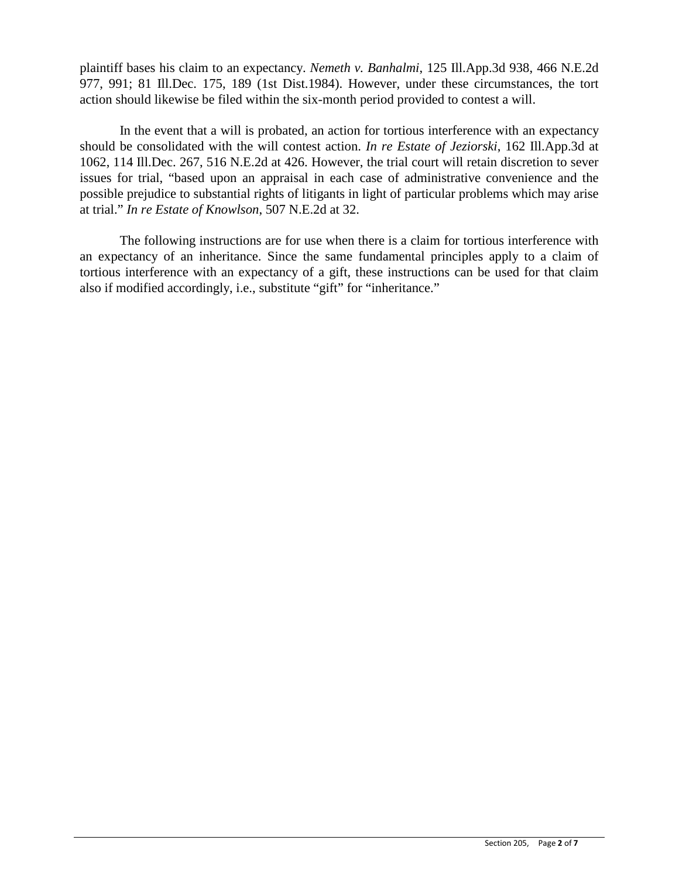plaintiff bases his claim to an expectancy. *Nemeth v. Banhalmi*, 125 Ill.App.3d 938, 466 N.E.2d 977, 991; 81 Ill.Dec. 175, 189 (1st Dist.1984). However, under these circumstances, the tort action should likewise be filed within the six-month period provided to contest a will.

In the event that a will is probated, an action for tortious interference with an expectancy should be consolidated with the will contest action. *In re Estate of Jeziorski*, 162 Ill.App.3d at 1062, 114 Ill.Dec. 267, 516 N.E.2d at 426. However, the trial court will retain discretion to sever issues for trial, "based upon an appraisal in each case of administrative convenience and the possible prejudice to substantial rights of litigants in light of particular problems which may arise at trial." *In re Estate of Knowlson*, 507 N.E.2d at 32.

The following instructions are for use when there is a claim for tortious interference with an expectancy of an inheritance. Since the same fundamental principles apply to a claim of tortious interference with an expectancy of a gift, these instructions can be used for that claim also if modified accordingly, i.e., substitute "gift" for "inheritance."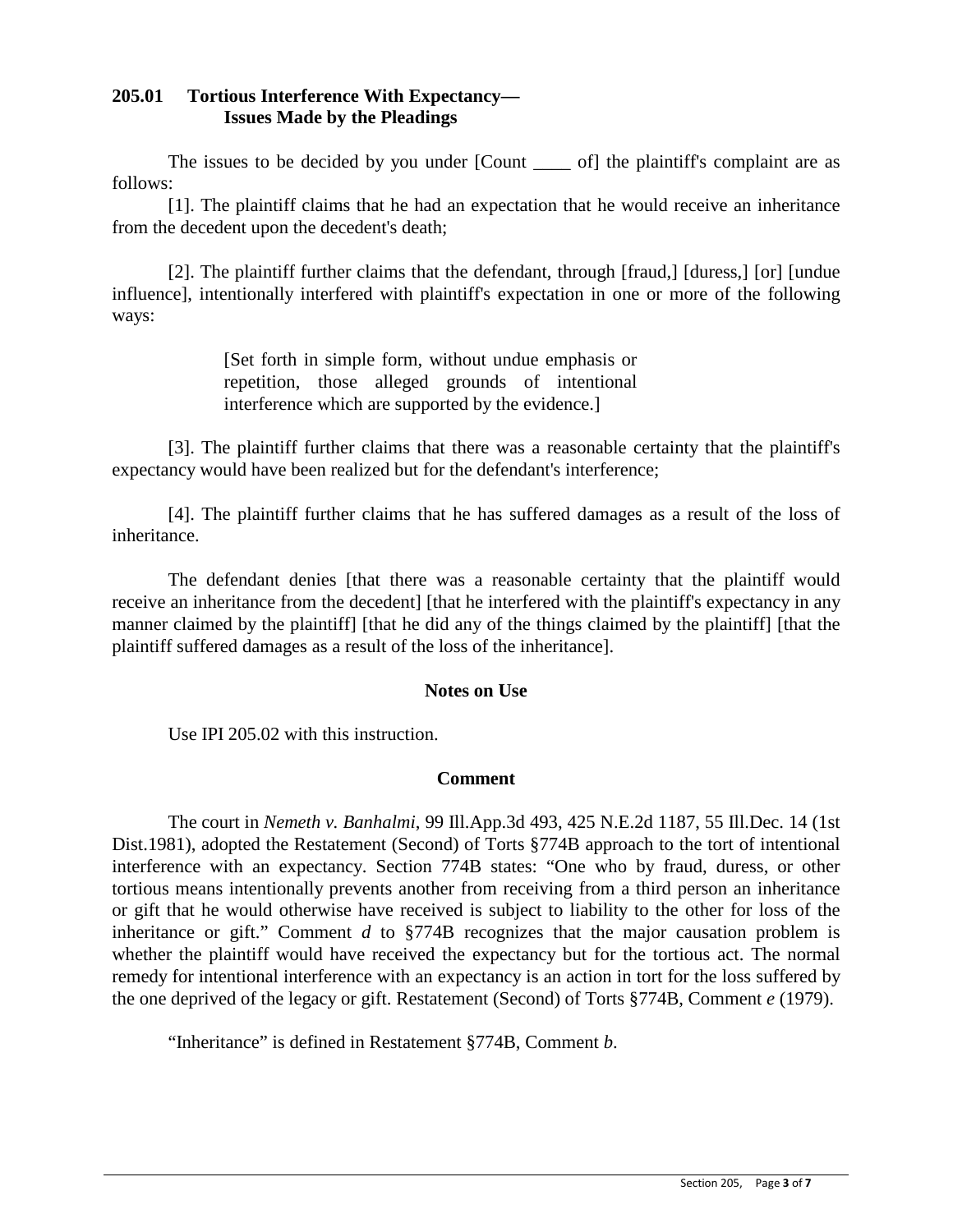**205.01 Tortious Interference With Expectancy— Issues Made by the Pleadings**

The issues to be decided by you under [Count ____ of] the plaintiff's complaint are as follows:

[1]. The plaintiff claims that he had an expectation that he would receive an inheritance from the decedent upon the decedent's death;

[2]. The plaintiff further claims that the defendant, through [fraud,] [duress,] [or] [undue influence], intentionally interfered with plaintiff's expectation in one or more of the following ways:

> [Set forth in simple form, without undue emphasis or repetition, those alleged grounds of intentional interference which are supported by the evidence.]

[3]. The plaintiff further claims that there was a reasonable certainty that the plaintiff's expectancy would have been realized but for the defendant's interference;

[4]. The plaintiff further claims that he has suffered damages as a result of the loss of inheritance.

The defendant denies [that there was a reasonable certainty that the plaintiff would receive an inheritance from the decedent] [that he interfered with the plaintiff's expectancy in any manner claimed by the plaintiff] [that he did any of the things claimed by the plaintiff] [that the plaintiff suffered damages as a result of the loss of the inheritance].

**Notes on Use**

Use IPI 205.02 with this instruction.

**Comment**

The court in *Nemeth v. Banhalmi*, 99 Ill.App.3d 493, 425 N.E.2d 1187, 55 Ill.Dec. 14 (1st Dist.1981), adopted the Restatement (Second) of Torts §774B approach to the tort of intentional interference with an expectancy. Section 774B states: "One who by fraud, duress, or other tortious means intentionally prevents another from receiving from a third person an inheritance or gift that he would otherwise have received is subject to liability to the other for loss of the inheritance or gift." Comment *d* to §774B recognizes that the major causation problem is whether the plaintiff would have received the expectancy but for the tortious act. The normal remedy for intentional interference with an expectancy is an action in tort for the loss suffered by the one deprived of the legacy or gift. Restatement (Second) of Torts §774B, Comment *e* (1979).

"Inheritance" is defined in Restatement §774B, Comment *b*.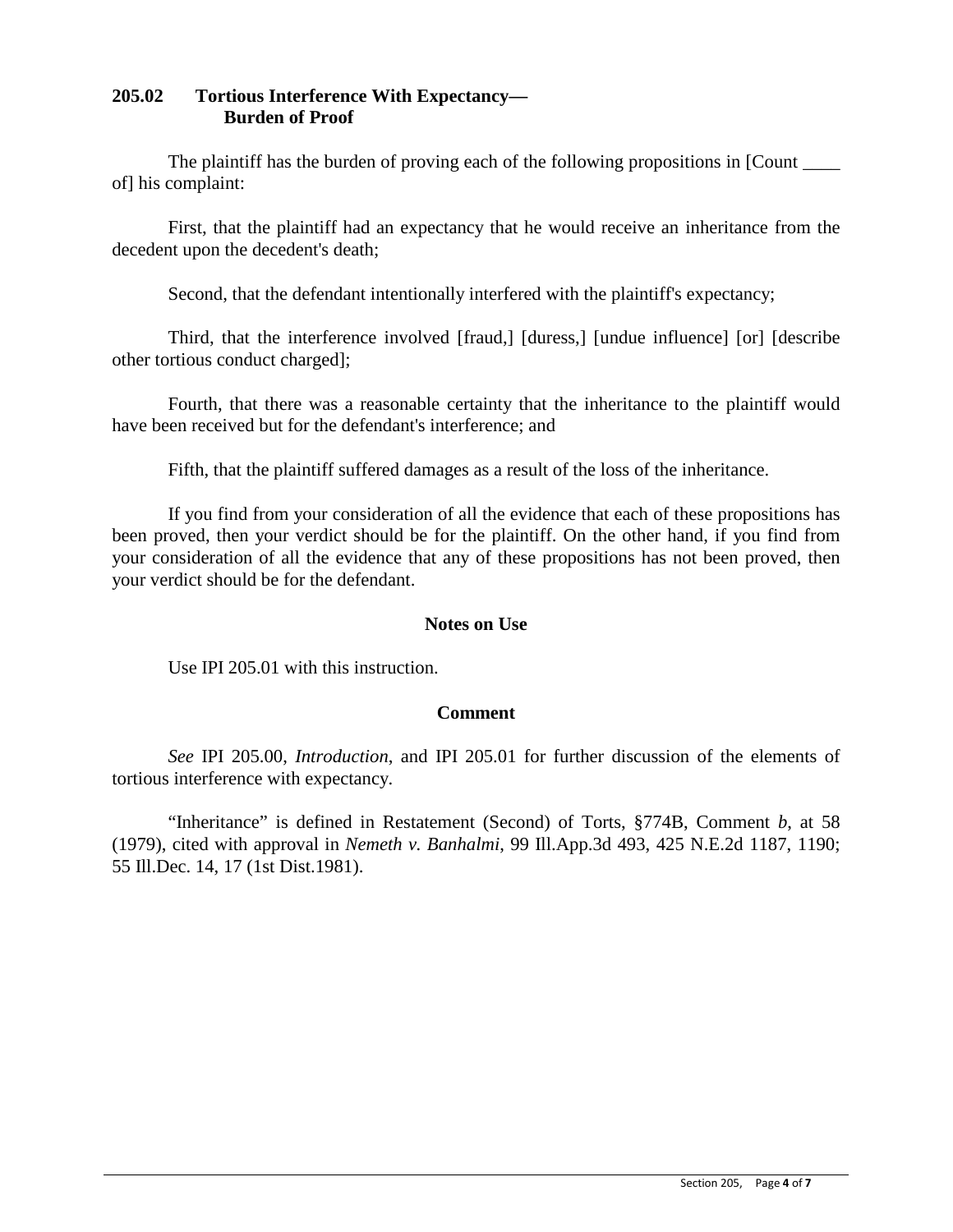## 205.02 Tortious Interference With Expectancy— Burden of Proof

The plaintiff has the burden of proving each of the following propositions in [Count ____ of] his complaint:

First, that the plaintiff had an expectancy that he would receive an inheritance from the decedent upon the decedent's death;

Second, that the defendant intentionally interfered with the plaintiff's expectancy;

Third, that the interference involved [fraud,] [duress,] [undue influence] [or] [describe other tortious conduct charged];

Fourth, that there was a reasonable certainty that the inheritance to the plaintiff would have been received but for the defendant's interference; and

Fifth, that the plaintiff suffered damages as a result of the loss of the inheritance.

If you find from your consideration of all the evidence that each of these propositions has been proved, then your verdict should be for the plaintiff. On the other hand, if you find from your consideration of all the evidence that any of these propositions has not been proved, then your verdict should be for the defendant.

### Notes on Use

Use IPI 205.01 with this instruction.

### Comment

*See* IPI 205.00, *Introduction*, and IPI 205.01 for further discussion of the elements of tortious interference with expectancy.

"Inheritance" is defined in Restatement (Second) of Torts, §774B, Comment *b*, at 58 (1979), cited with approval in *Nemeth v. Banhalmi*, 99 Ill.App.3d 493, 425 N.E.2d 1187, 1190; 55 Ill.Dec. 14, 17 (1st Dist.1981).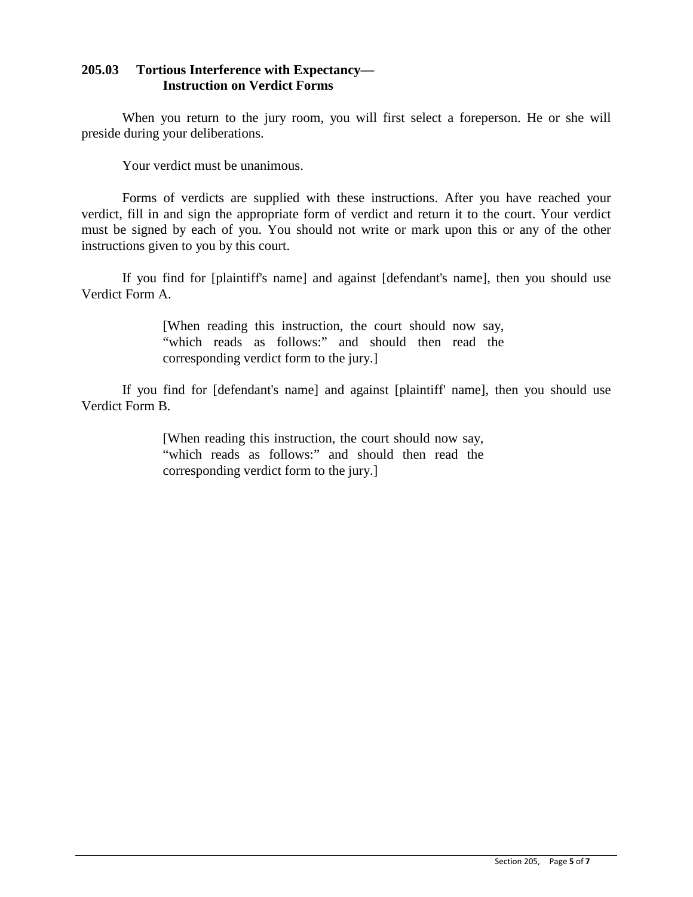**205.03 Tortious Interference with Expectancy— Instruction on Verdict Forms**

When you return to the jury room, you will first select a foreperson. He or she will preside during your deliberations.

Your verdict must be unanimous.

Forms of verdicts are supplied with these instructions. After you have reached your verdict, fill in and sign the appropriate form of verdict and return it to the court. Your verdict must be signed by each of you. You should not write or mark upon this or any of the other instructions given to you by this court.

If you find for [plaintiff's name] and against [defendant's name], then you should use Verdict Form A.

> [When reading this instruction, the court should now say, “which reads as follows:” and should then read the corresponding verdict form to the jury.]

If you find for [defendant's name] and against [plaintiff' name], then you should use Verdict Form B.

> [When reading this instruction, the court should now say, “which reads as follows:” and should then read the corresponding verdict form to the jury.]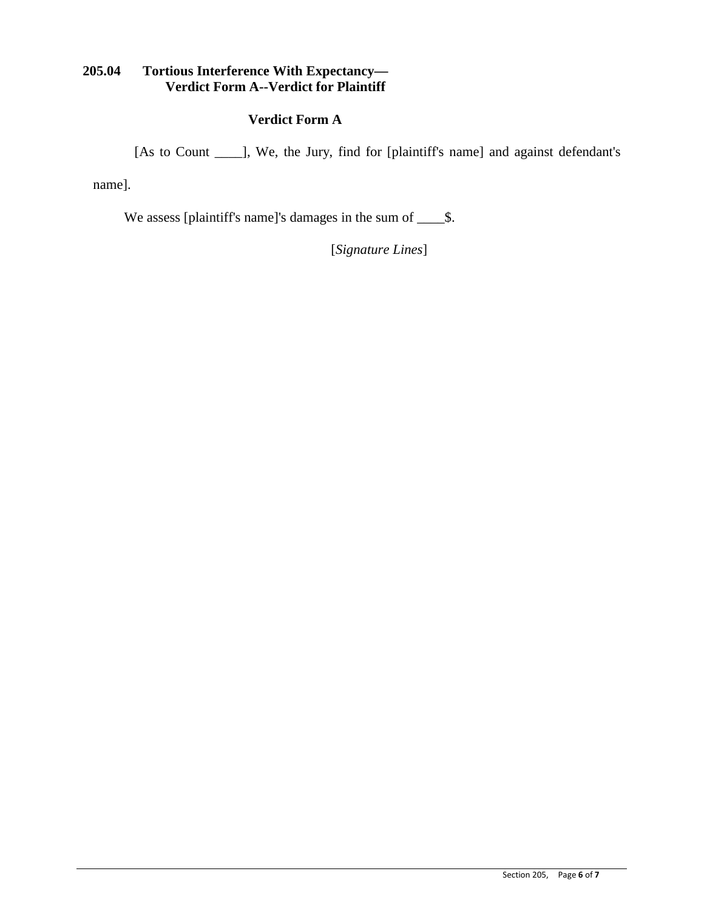### 205.04 Tortious Interference With Expectancy— Verdict Form A--Verdict for Plaintiff

**Verdict Form A**

[As to Count ____], We, the Jury, find for [plaintiff's name] and against defendant's name].

We assess [plaintiff's name]'s damages in the sum of ____$.

[*Signature Lines*]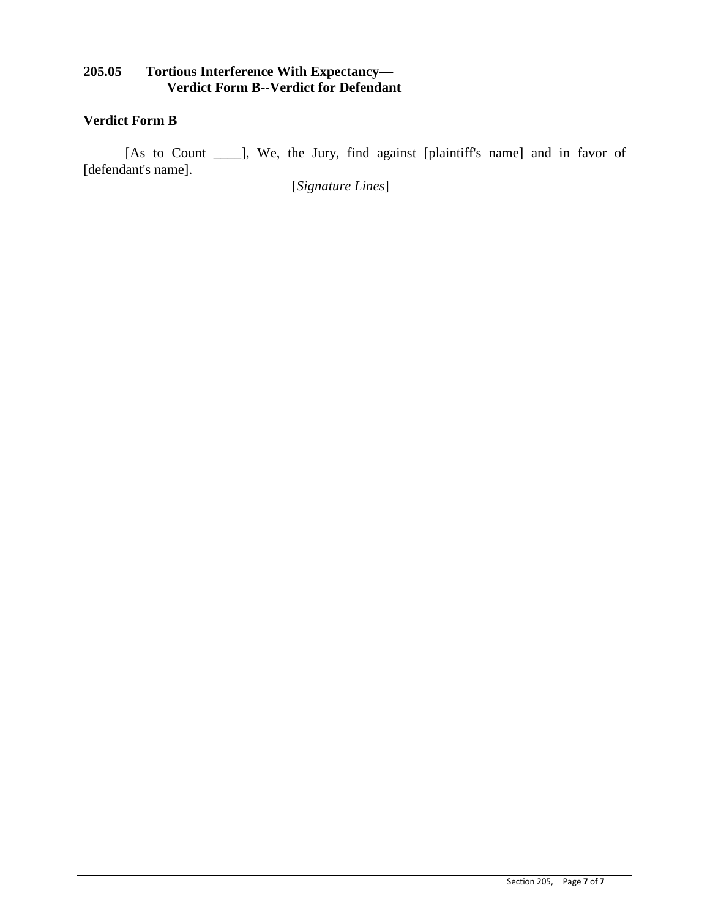### 205.05 Tortious Interference With Expectancy— Verdict Form B--Verdict for Defendant

**Verdict Form B**

[As to Count ____], We, the Jury, find against [plaintiff's name] and in favor of [defendant's name].

[*Signature Lines*]